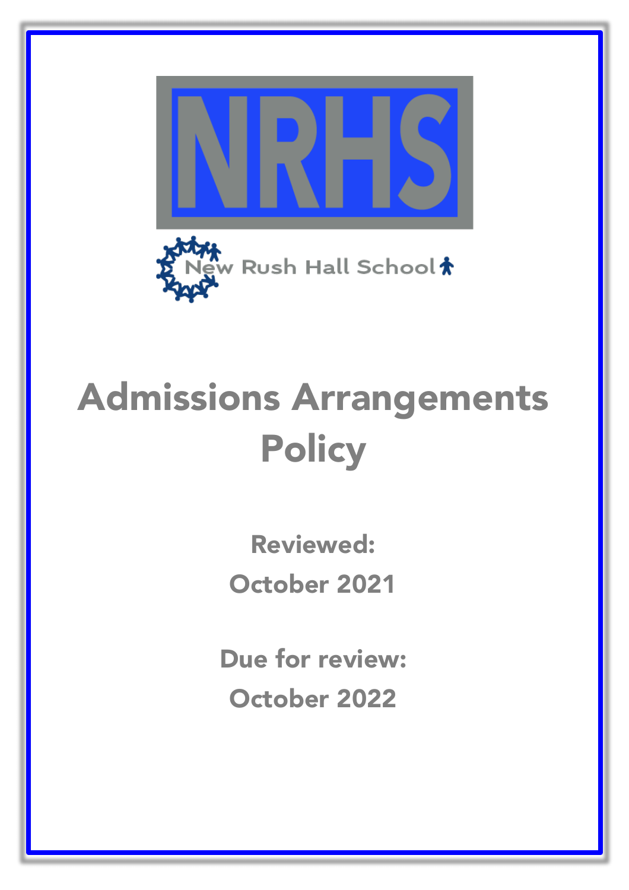NRHS

New Rush Hall School

# Admissions Arrangements Policy

**Reviewed:**

**October 2021**

**Due for review:**

**October 2022**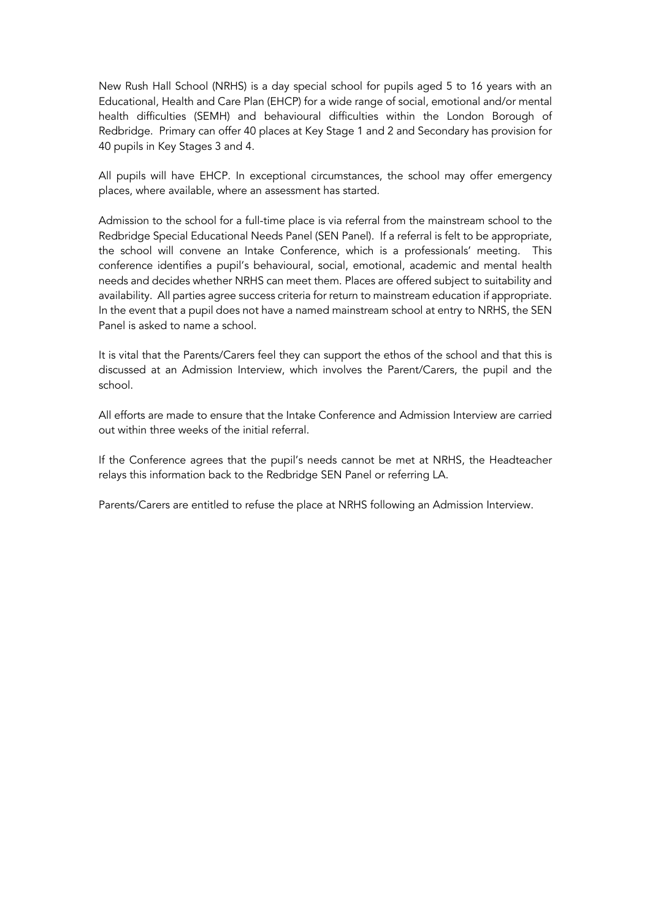New Rush Hall School (NRHS) is a day special school for pupils aged 5 to 16 years with an Educational, Health and Care Plan (EHCP) for a wide range of social, emotional and/or mental health difficulties (SEMH) and behavioural difficulties within the London Borough of Redbridge. Primary can offer 40 places at Key Stage 1 and 2 and Secondary has provision for 40 pupils in Key Stages 3 and 4.

All pupils will have EHCP. In exceptional circumstances, the school may offer emergency places, where available, where an assessment has started.

Admission to the school for a full-time place is via referral from the mainstream school to the Redbridge Special Educational Needs Panel (SEN Panel). If a referral is felt to be appropriate, the school will convene an Intake Conference, which is a professionals' meeting. This conference identifies a pupil's behavioural, social, emotional, academic and mental health needs and decides whether NRHS can meet them. Places are offered subject to suitability and availability. All parties agree success criteria for return to mainstream education if appropriate. In the event that a pupil does not have a named mainstream school at entry to NRHS, the SEN Panel is asked to name a school.

It is vital that the Parents/Carers feel they can support the ethos of the school and that this is discussed at an Admission Interview, which involves the Parent/Carers, the pupil and the school.

All efforts are made to ensure that the Intake Conference and Admission Interview are carried out within three weeks of the initial referral.

If the Conference agrees that the pupil's needs cannot be met at NRHS, the Headteacher relays this information back to the Redbridge SEN Panel or referring LA.

Parents/Carers are entitled to refuse the place at NRHS following an Admission Interview.